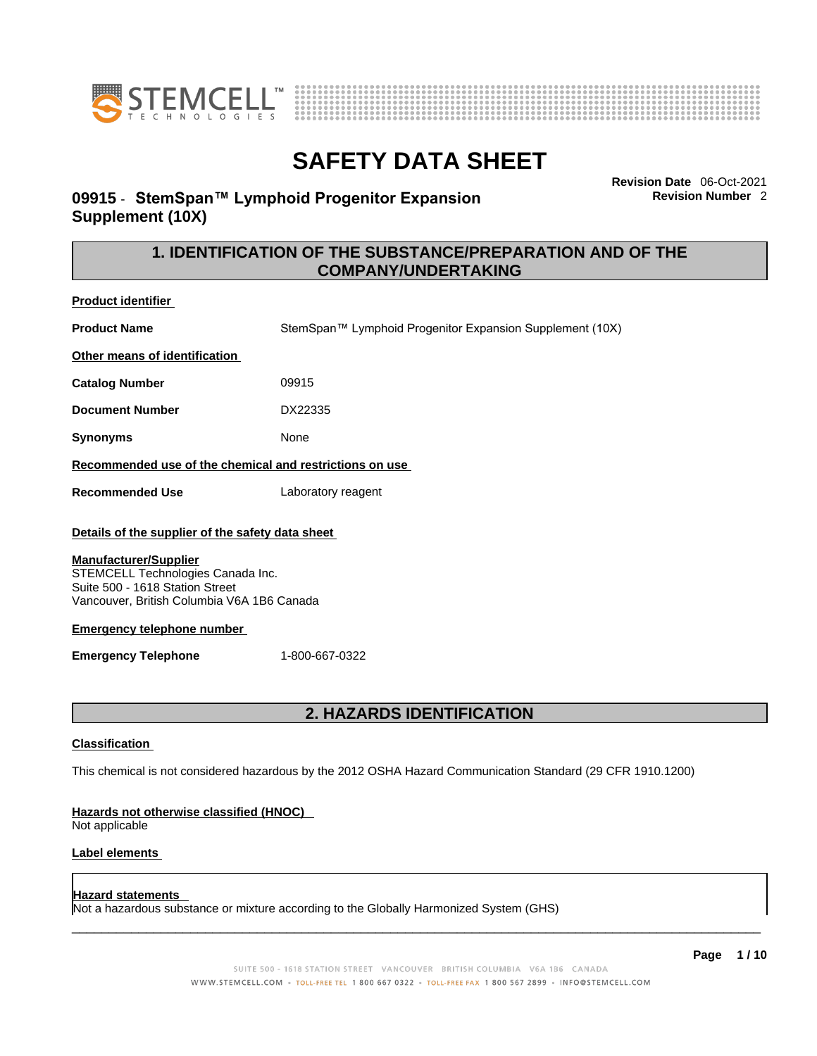# SAFETY DATA SHEET

**09915 - StemSpan™ Lymphoid Progenitor Expansion Supplement (10X)**

**Revision Date** 06-Oct-2021
**Revision Number** 2

## 1. IDENTIFICATION OF THE SUBSTANCE/PREPARATION AND OF THE COMPANY/UNDERTAKING

**Product identifier**

**Product Name** StemSpan™ Lymphoid Progenitor Expansion Supplement (10X)

**Other means of identification**

**Catalog Number** 09915

**Document Number** DX22335

**Synonyms** None

**Recommended use of the chemical and restrictions on use**

**Recommended Use** Laboratory reagent

**Details of the supplier of the safety data sheet**

**Manufacturer/Supplier**
STEMCELL Technologies Canada Inc.
Suite 500 - 1618 Station Street
Vancouver, British Columbia V6A 1B6 Canada

**Emergency telephone number**

**Emergency Telephone** 1-800-667-0322

## 2. HAZARDS IDENTIFICATION

**Classification**

This chemical is not considered hazardous by the 2012 OSHA Hazard Communication Standard (29 CFR 1910.1200)

**Hazards not otherwise classified (HNOC)**
Not applicable

**Label elements**

**Hazard statements**
Not a hazardous substance or mixture according to the Globally Harmonized System (GHS)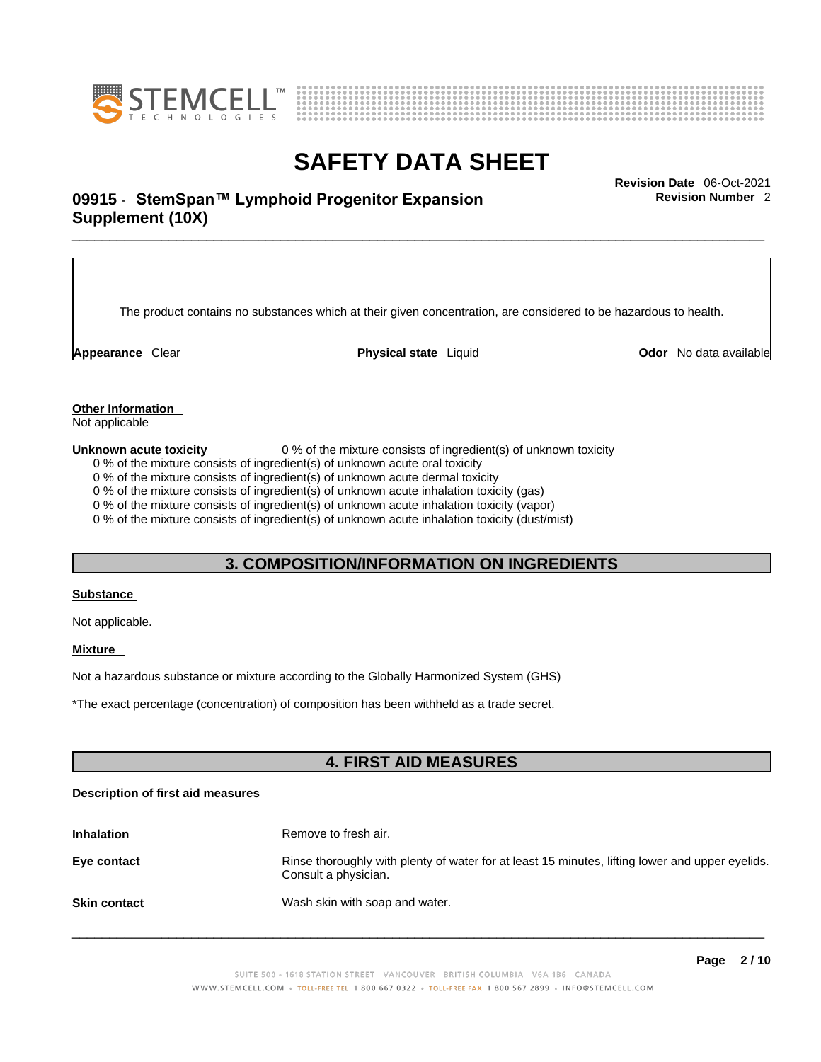The product contains no substances which at their given concentration, are considered to be hazardous to health.

| **Appearance** Clear | **Physical state** Liquid | **Odor** No data available |
|---|---|---|

**Other Information**

Not applicable

**Unknown acute toxicity** 0 % of the mixture consists of ingredient(s) of unknown toxicity

0 % of the mixture consists of ingredient(s) of unknown acute oral toxicity
0 % of the mixture consists of ingredient(s) of unknown acute dermal toxicity
0 % of the mixture consists of ingredient(s) of unknown acute inhalation toxicity (gas)
0 % of the mixture consists of ingredient(s) of unknown acute inhalation toxicity (vapor)
0 % of the mixture consists of ingredient(s) of unknown acute inhalation toxicity (dust/mist)

## 3. COMPOSITION/INFORMATION ON INGREDIENTS

**Substance**

Not applicable.

**Mixture**

Not a hazardous substance or mixture according to the Globally Harmonized System (GHS)

*The exact percentage (concentration) of composition has been withheld as a trade secret.

## 4. FIRST AID MEASURES

**Description of first aid measures**

**Inhalation** Remove to fresh air.

**Eye contact** Rinse thoroughly with plenty of water for at least 15 minutes, lifting lower and upper eyelids. Consult a physician.

**Skin contact** Wash skin with soap and water.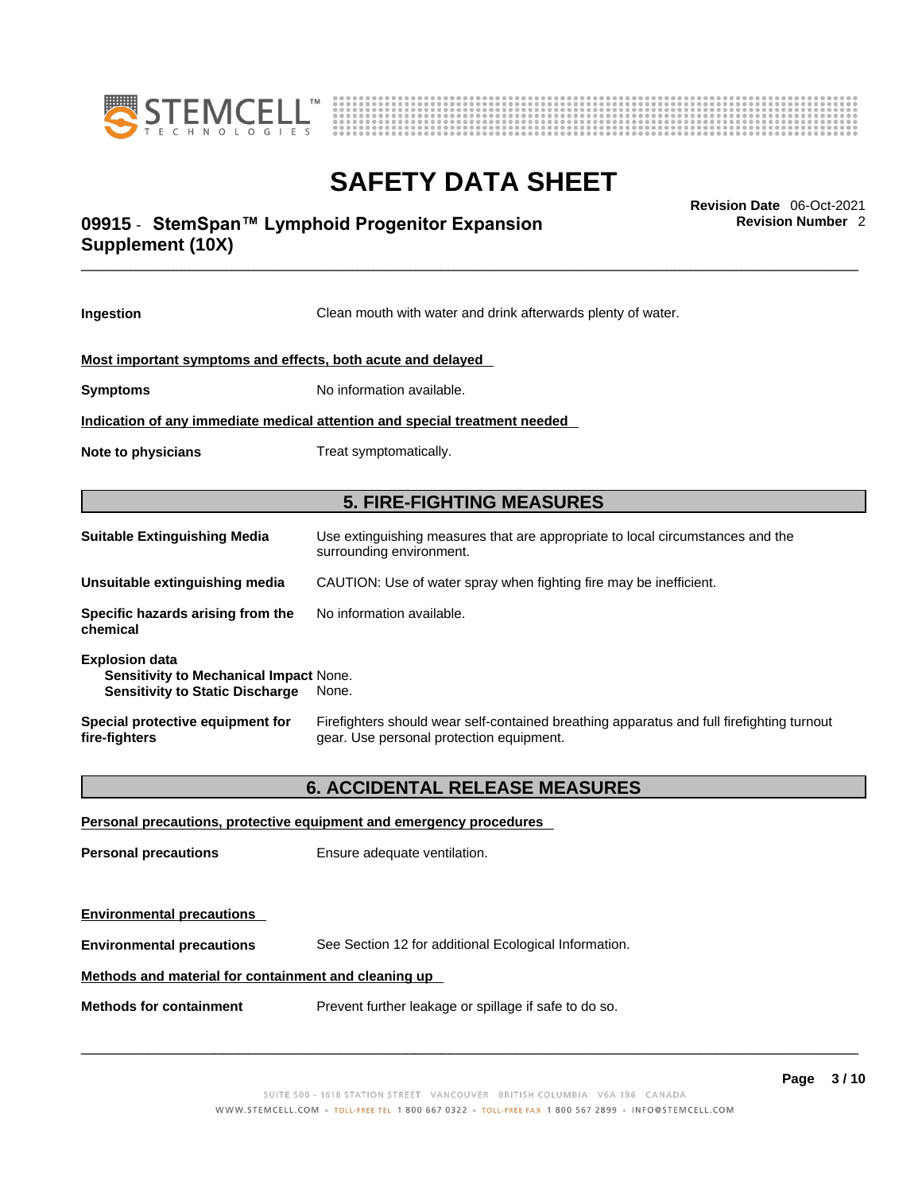**Ingestion** Clean mouth with water and drink afterwards plenty of water.

**Most important symptoms and effects, both acute and delayed**

**Symptoms** No information available.

**Indication of any immediate medical attention and special treatment needed**

**Note to physicians** Treat symptomatically.

## 5. FIRE-FIGHTING MEASURES

**Suitable Extinguishing Media** Use extinguishing measures that are appropriate to local circumstances and the surrounding environment.

**Unsuitable extinguishing media** CAUTION: Use of water spray when fighting fire may be inefficient.

**Specific hazards arising from the chemical** No information available.

**Explosion data**
**Sensitivity to Mechanical Impact** None.
**Sensitivity to Static Discharge** None.

**Special protective equipment for fire-fighters** Firefighters should wear self-contained breathing apparatus and full firefighting turnout gear. Use personal protection equipment.

## 6. ACCIDENTAL RELEASE MEASURES

**Personal precautions, protective equipment and emergency procedures**

**Personal precautions** Ensure adequate ventilation.

**Environmental precautions**

**Environmental precautions** See Section 12 for additional Ecological Information.

**Methods and material for containment and cleaning up**

**Methods for containment** Prevent further leakage or spillage if safe to do so.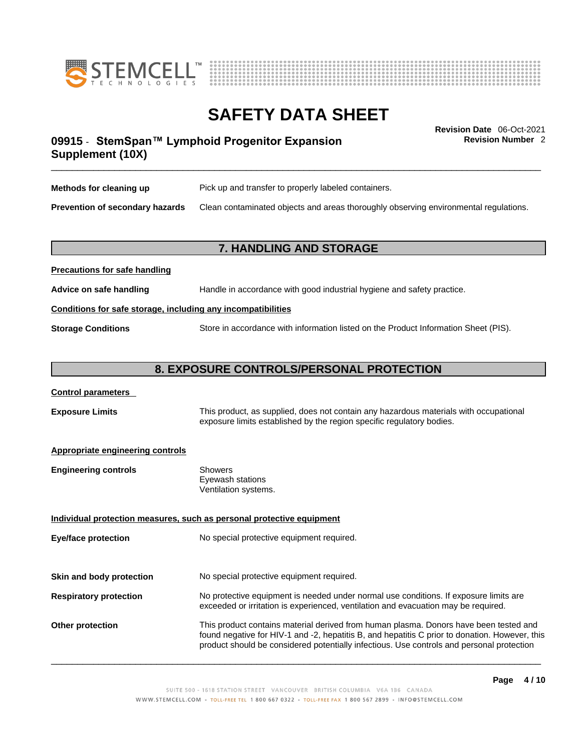**Methods for cleaning up** Pick up and transfer to properly labeled containers.

**Prevention of secondary hazards** Clean contaminated objects and areas thoroughly observing environmental regulations.

## 7. HANDLING AND STORAGE

**Precautions for safe handling**

**Advice on safe handling** Handle in accordance with good industrial hygiene and safety practice.

**Conditions for safe storage, including any incompatibilities**

**Storage Conditions** Store in accordance with information listed on the Product Information Sheet (PIS).

## 8. EXPOSURE CONTROLS/PERSONAL PROTECTION

**Control parameters**

**Exposure Limits** This product, as supplied, does not contain any hazardous materials with occupational exposure limits established by the region specific regulatory bodies.

**Appropriate engineering controls**

**Engineering controls** Showers
Eyewash stations
Ventilation systems.

**Individual protection measures, such as personal protective equipment**

**Eye/face protection** No special protective equipment required.

**Skin and body protection** No special protective equipment required.

**Respiratory protection** No protective equipment is needed under normal use conditions. If exposure limits are exceeded or irritation is experienced, ventilation and evacuation may be required.

**Other protection** This product contains material derived from human plasma. Donors have been tested and found negative for HIV-1 and -2, hepatitis B, and hepatitis C prior to donation. However, this product should be considered potentially infectious. Use controls and personal protection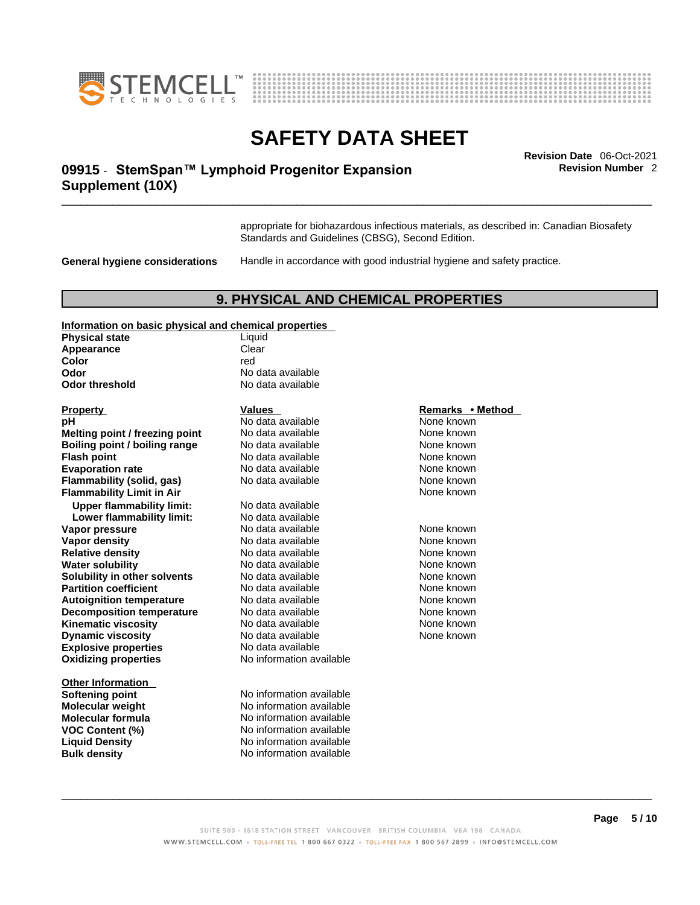appropriate for biohazardous infectious materials, as described in: Canadian Biosafety Standards and Guidelines (CBSG), Second Edition.

**General hygiene considerations** Handle in accordance with good industrial hygiene and safety practice.

## 9. PHYSICAL AND CHEMICAL PROPERTIES

**Information on basic physical and chemical properties**

| | |
|---|---|
| **Physical state** | Liquid |
| **Appearance** | Clear |
| **Color** | red |
| **Odor** | No data available |
| **Odor threshold** | No data available |

| **Property** | **Values** | **Remarks • Method** |
|---|---|---|
| **pH** | No data available | None known |
| **Melting point / freezing point** | No data available | None known |
| **Boiling point / boiling range** | No data available | None known |
| **Flash point** | No data available | None known |
| **Evaporation rate** | No data available | None known |
| **Flammability (solid, gas)** | No data available | None known |
| **Flammability Limit in Air** | | None known |
| **Upper flammability limit:** | No data available | |
| **Lower flammability limit:** | No data available | |
| **Vapor pressure** | No data available | None known |
| **Vapor density** | No data available | None known |
| **Relative density** | No data available | None known |
| **Water solubility** | No data available | None known |
| **Solubility in other solvents** | No data available | None known |
| **Partition coefficient** | No data available | None known |
| **Autoignition temperature** | No data available | None known |
| **Decomposition temperature** | No data available | None known |
| **Kinematic viscosity** | No data available | None known |
| **Dynamic viscosity** | No data available | None known |
| **Explosive properties** | No data available | |
| **Oxidizing properties** | No information available | |

**Other Information**

| | |
|---|---|
| **Softening point** | No information available |
| **Molecular weight** | No information available |
| **Molecular formula** | No information available |
| **VOC Content (%)** | No information available |
| **Liquid Density** | No information available |
| **Bulk density** | No information available |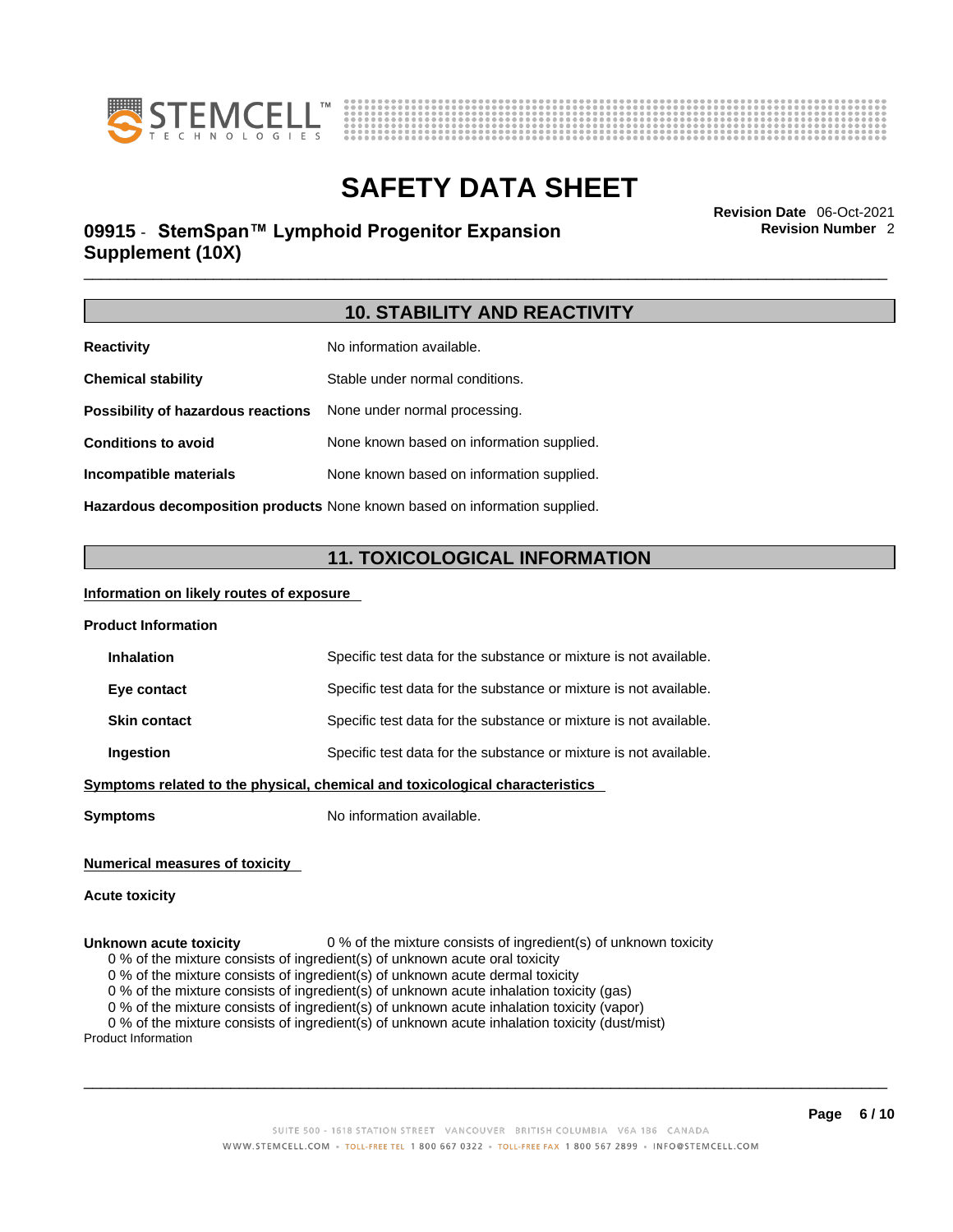## 10. STABILITY AND REACTIVITY

**Reactivity** No information available.

**Chemical stability** Stable under normal conditions.

**Possibility of hazardous reactions** None under normal processing.

**Conditions to avoid** None known based on information supplied.

**Incompatible materials** None known based on information supplied.

**Hazardous decomposition products** None known based on information supplied.

## 11. TOXICOLOGICAL INFORMATION

**Information on likely routes of exposure**

**Product Information**

**Inhalation** Specific test data for the substance or mixture is not available.

**Eye contact** Specific test data for the substance or mixture is not available.

**Skin contact** Specific test data for the substance or mixture is not available.

**Ingestion** Specific test data for the substance or mixture is not available.

**Symptoms related to the physical, chemical and toxicological characteristics**

**Symptoms** No information available.

**Numerical measures of toxicity**

**Acute toxicity**

**Unknown acute toxicity** 0 % of the mixture consists of ingredient(s) of unknown toxicity

0 % of the mixture consists of ingredient(s) of unknown acute oral toxicity
0 % of the mixture consists of ingredient(s) of unknown acute dermal toxicity
0 % of the mixture consists of ingredient(s) of unknown acute inhalation toxicity (gas)
0 % of the mixture consists of ingredient(s) of unknown acute inhalation toxicity (vapor)
0 % of the mixture consists of ingredient(s) of unknown acute inhalation toxicity (dust/mist)

Product Information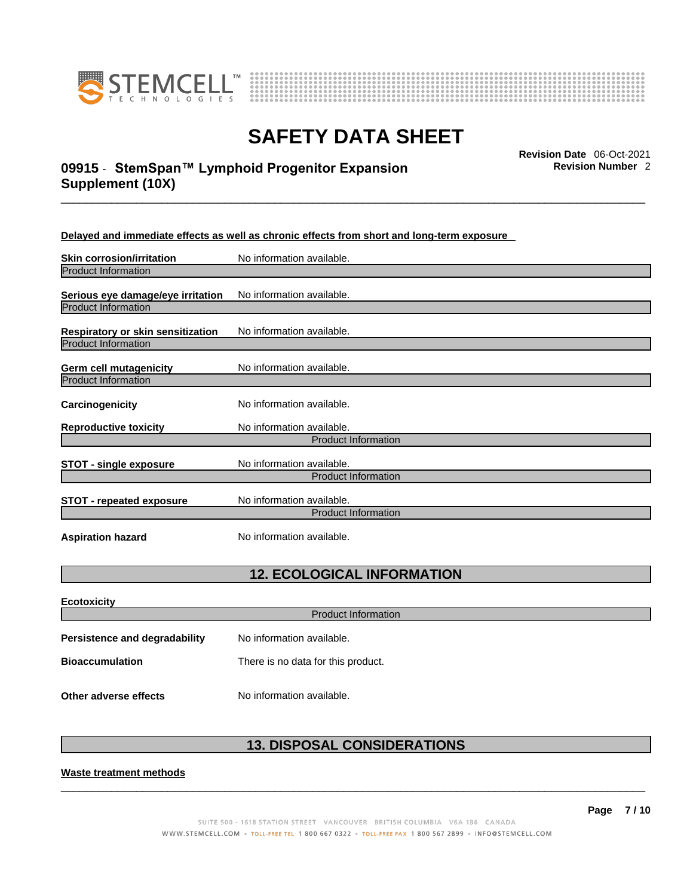**Delayed and immediate effects as well as chronic effects from short and long-term exposure**

**Skin corrosion/irritation** No information available.

Product Information

**Serious eye damage/eye irritation** No information available.

Product Information

**Respiratory or skin sensitization** No information available.

Product Information

**Germ cell mutagenicity** No information available.

Product Information

**Carcinogenicity** No information available.

**Reproductive toxicity** No information available.

Product Information

**STOT - single exposure** No information available.

Product Information

**STOT - repeated exposure** No information available.

Product Information

**Aspiration hazard** No information available.

## 12. ECOLOGICAL INFORMATION

**Ecotoxicity**

Product Information

**Persistence and degradability** No information available.

**Bioaccumulation** There is no data for this product.

**Other adverse effects** No information available.

## 13. DISPOSAL CONSIDERATIONS

**Waste treatment methods**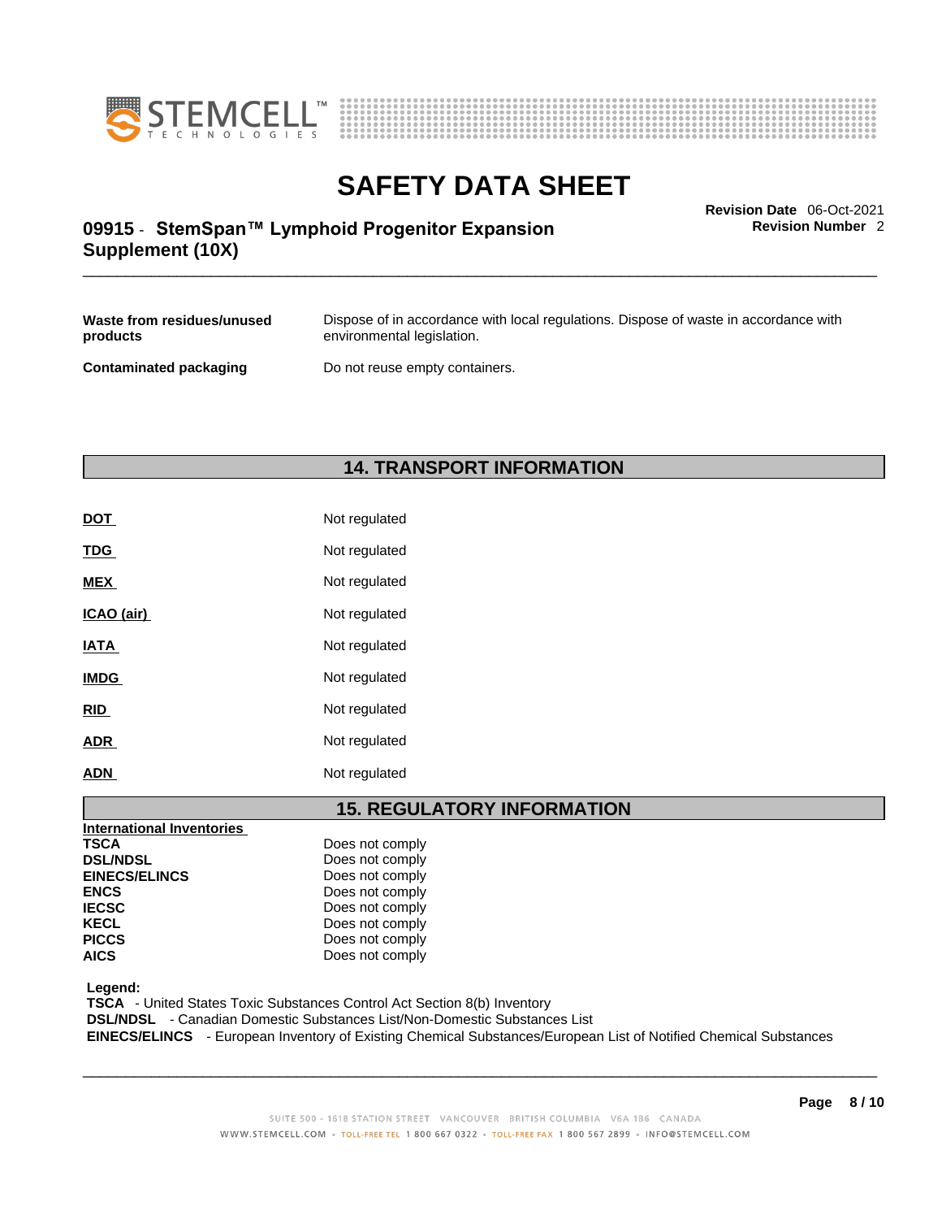| | |
|---|---|
| **Waste from residues/unused products** | Dispose of in accordance with local regulations. Dispose of waste in accordance with environmental legislation. |
| **Contaminated packaging** | Do not reuse empty containers. |

## 14. TRANSPORT INFORMATION

| | |
|---|---|
| **DOT** | Not regulated |
| **TDG** | Not regulated |
| **MEX** | Not regulated |
| **ICAO (air)** | Not regulated |
| **IATA** | Not regulated |
| **IMDG** | Not regulated |
| **RID** | Not regulated |
| **ADR** | Not regulated |
| **ADN** | Not regulated |

## 15. REGULATORY INFORMATION

| **International Inventories** | |
|---|---|
| **TSCA** | Does not comply |
| **DSL/NDSL** | Does not comply |
| **EINECS/ELINCS** | Does not comply |
| **ENCS** | Does not comply |
| **IECSC** | Does not comply |
| **KECL** | Does not comply |
| **PICCS** | Does not comply |
| **AICS** | Does not comply |

**Legend:**
**TSCA** - United States Toxic Substances Control Act Section 8(b) Inventory
**DSL/NDSL** - Canadian Domestic Substances List/Non-Domestic Substances List
**EINECS/ELINCS** - European Inventory of Existing Chemical Substances/European List of Notified Chemical Substances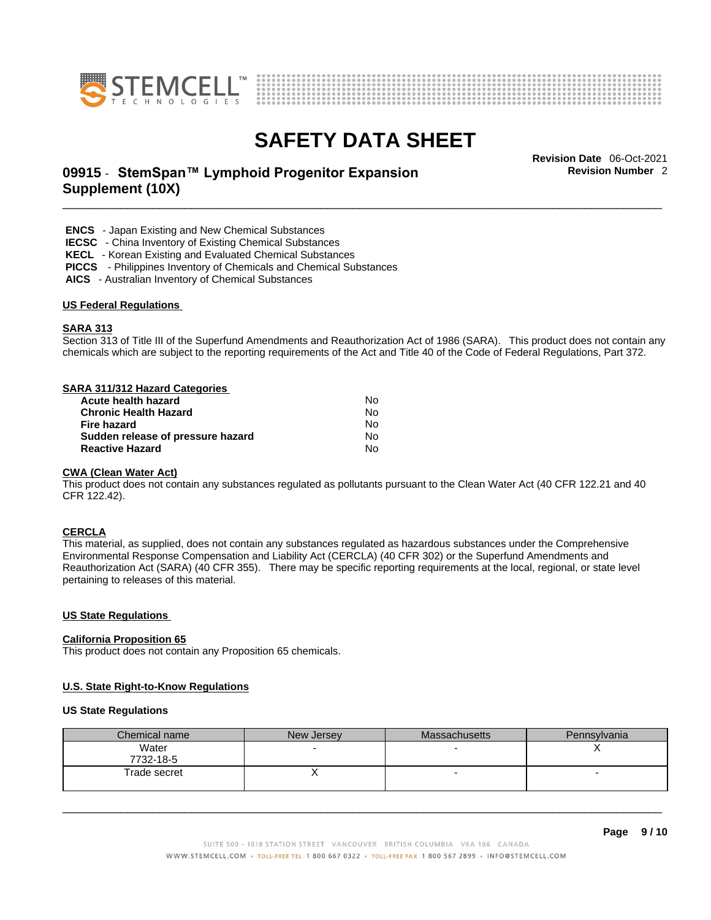# SAFETY DATA SHEET

## 09915 - StemSpan™ Lymphoid Progenitor Expansion Supplement (10X)

**Revision Date** 06-Oct-2021
**Revision Number** 2

**ENCS** - Japan Existing and New Chemical Substances
**IECSC** - China Inventory of Existing Chemical Substances
**KECL** - Korean Existing and Evaluated Chemical Substances
**PICCS** - Philippines Inventory of Chemicals and Chemical Substances
**AICS** - Australian Inventory of Chemical Substances

### US Federal Regulations

#### SARA 313

Section 313 of Title III of the Superfund Amendments and Reauthorization Act of 1986 (SARA). This product does not contain any chemicals which are subject to the reporting requirements of the Act and Title 40 of the Code of Federal Regulations, Part 372.

#### SARA 311/312 Hazard Categories

| | |
|---|---|
| **Acute health hazard** | No |
| **Chronic Health Hazard** | No |
| **Fire hazard** | No |
| **Sudden release of pressure hazard** | No |
| **Reactive Hazard** | No |

#### CWA (Clean Water Act)

This product does not contain any substances regulated as pollutants pursuant to the Clean Water Act (40 CFR 122.21 and 40 CFR 122.42).

#### CERCLA

This material, as supplied, does not contain any substances regulated as hazardous substances under the Comprehensive Environmental Response Compensation and Liability Act (CERCLA) (40 CFR 302) or the Superfund Amendments and Reauthorization Act (SARA) (40 CFR 355). There may be specific reporting requirements at the local, regional, or state level pertaining to releases of this material.

### US State Regulations

#### California Proposition 65

This product does not contain any Proposition 65 chemicals.

### U.S. State Right-to-Know Regulations

#### US State Regulations

| Chemical name | New Jersey | Massachusetts | Pennsylvania |
|---|---|---|---|
| Water<br>7732-18-5 | - | - | X |
| Trade secret | X | - | - |

SUITE 500 - 1618 STATION STREET VANCOUVER BRITISH COLUMBIA V6A 1B6 CANADA
WWW.STEMCELL.COM • TOLL-FREE TEL 1 800 667 0322 • TOLL-FREE FAX 1 800 567 2899 • INFO@STEMCELL.COM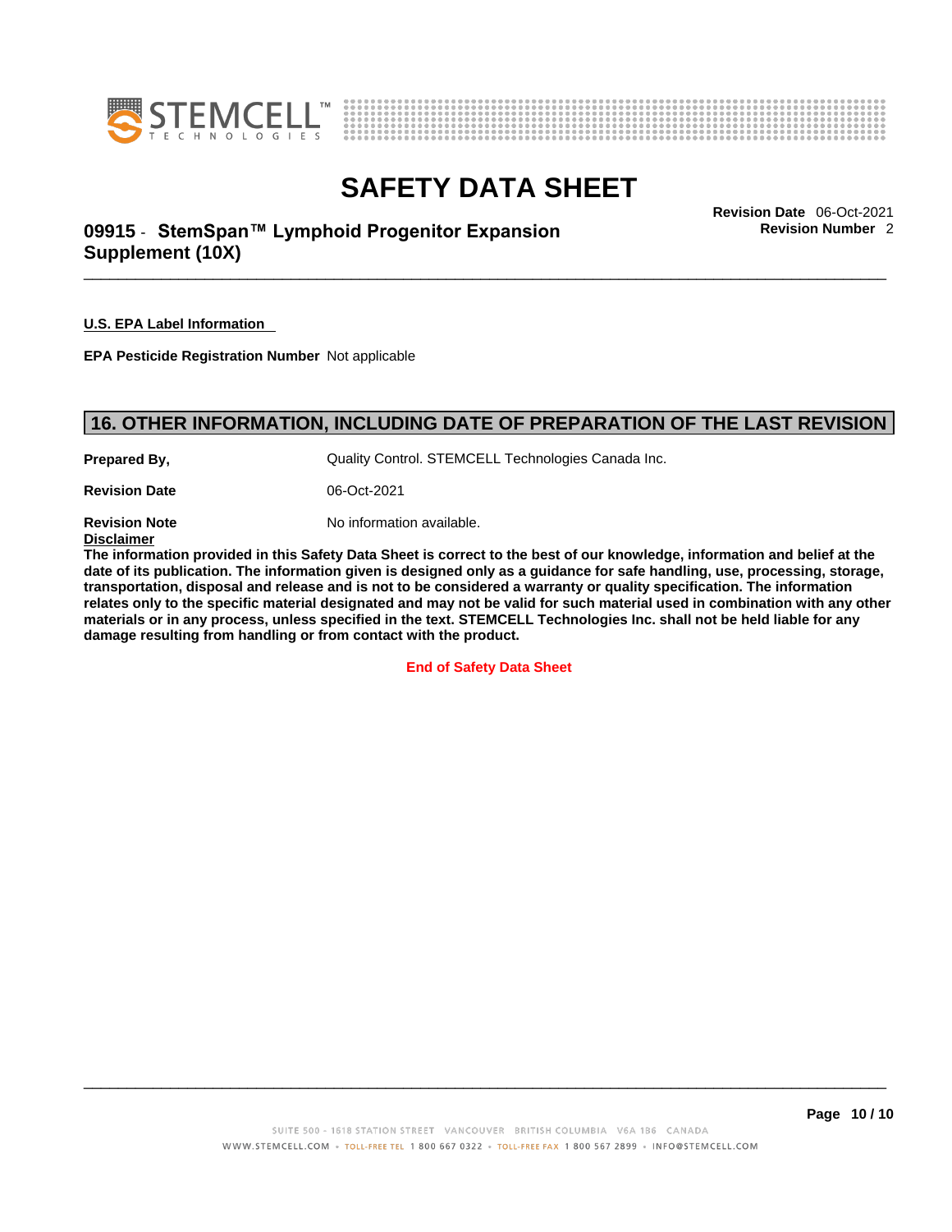**U.S. EPA Label Information**

**EPA Pesticide Registration Number** Not applicable

## 16. OTHER INFORMATION, INCLUDING DATE OF PREPARATION OF THE LAST REVISION

**Prepared By,** Quality Control. STEMCELL Technologies Canada Inc.

**Revision Date** 06-Oct-2021

**Revision Note** No information available.

**Disclaimer**

**The information provided in this Safety Data Sheet is correct to the best of our knowledge, information and belief at the date of its publication. The information given is designed only as a guidance for safe handling, use, processing, storage, transportation, disposal and release and is not to be considered a warranty or quality specification. The information relates only to the specific material designated and may not be valid for such material used in combination with any other materials or in any process, unless specified in the text. STEMCELL Technologies Inc. shall not be held liable for any damage resulting from handling or from contact with the product.**

**End of Safety Data Sheet**